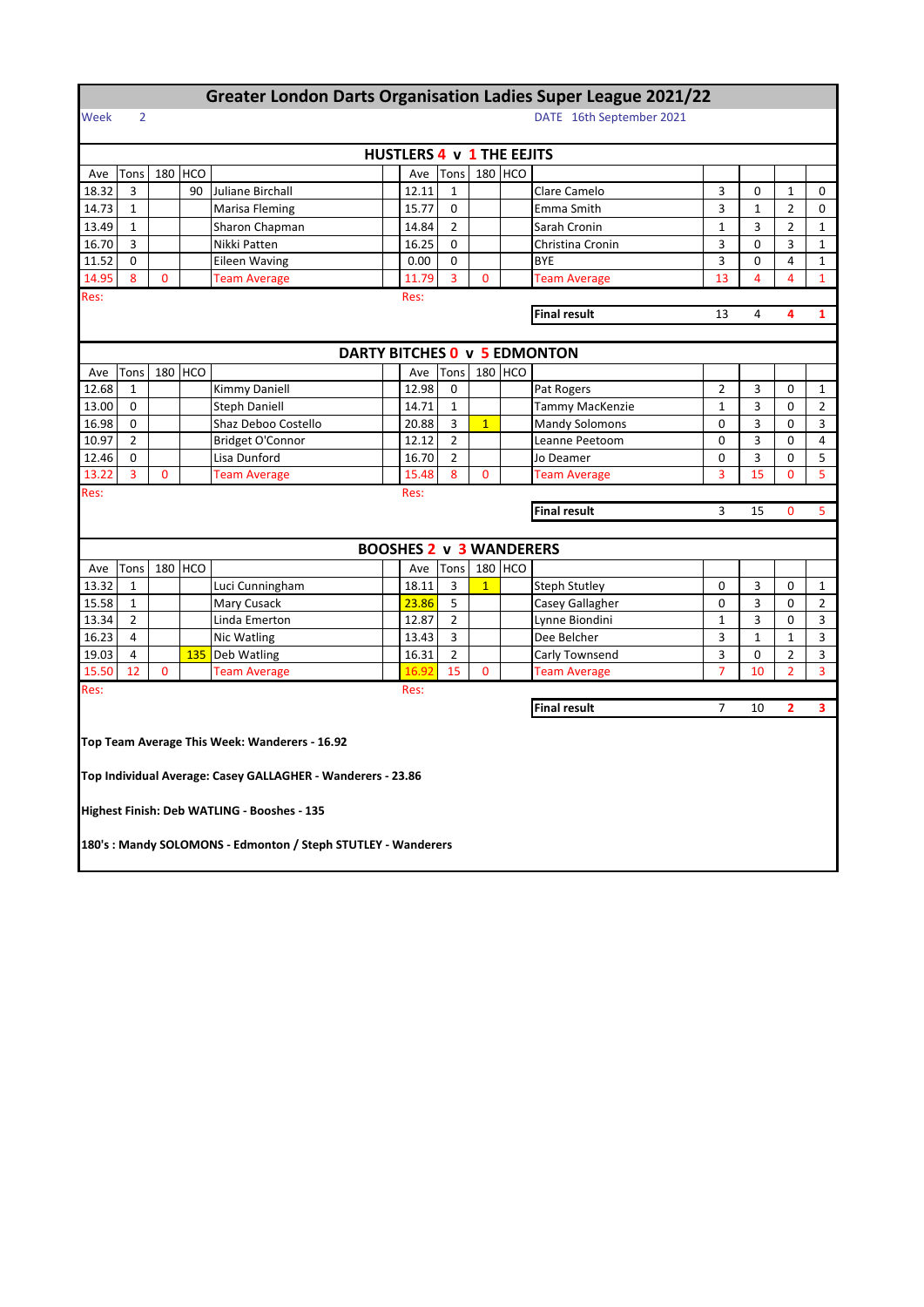# Greater London Darts Organisation Ladies Super League 2021/22

Week 2 — DATE 16th September 2021

## HUSTLERS 4 v 1 THE EEJITS

| Ave | Tons | 180 | HCO | | Ave | Tons | 180 | HCO | | | | | |
|---|---|---|---|---|---|---|---|---|---|---|---|---|---|
| 18.32 | 3 | | 90 | Juliane Birchall | 12.11 | 1 | | | Clare Camelo | 3 | 0 | 1 | 0 |
| 14.73 | 1 | | | Marisa Fleming | 15.77 | 0 | | | Emma Smith | 3 | 1 | 2 | 0 |
| 13.49 | 1 | | | Sharon Chapman | 14.84 | 2 | | | Sarah Cronin | 1 | 3 | 2 | 1 |
| 16.70 | 3 | | | Nikki Patten | 16.25 | 0 | | | Christina Cronin | 3 | 0 | 3 | 1 |
| 11.52 | 0 | | | Eileen Waving | 0.00 | 0 | | | BYE | 3 | 0 | 4 | 1 |
| 14.95 | 8 | 0 | | Team Average | 11.79 | 3 | 0 | | Team Average | 13 | 4 | 4 | 1 |
| Res: | | | | | Res: | | | | | | | | |
| | | | | | | | | | **Final result** | 13 | 4 | 4 | 1 |

## DARTY BITCHES 0 v 5 EDMONTON

| Ave | Tons | 180 | HCO | | Ave | Tons | 180 | HCO | | | | | |
|---|---|---|---|---|---|---|---|---|---|---|---|---|---|
| 12.68 | 1 | | | Kimmy Daniell | 12.98 | 0 | | | Pat Rogers | 2 | 3 | 0 | 1 |
| 13.00 | 0 | | | Steph Daniell | 14.71 | 1 | | | Tammy MacKenzie | 1 | 3 | 0 | 2 |
| 16.98 | 0 | | | Shaz Deboo Costello | 20.88 | 3 | 1 | | Mandy Solomons | 0 | 3 | 0 | 3 |
| 10.97 | 2 | | | Bridget O'Connor | 12.12 | 2 | | | Leanne Peetoom | 0 | 3 | 0 | 4 |
| 12.46 | 0 | | | Lisa Dunford | 16.70 | 2 | | | Jo Deamer | 0 | 3 | 0 | 5 |
| 13.22 | 3 | 0 | | Team Average | 15.48 | 8 | 0 | | Team Average | 3 | 15 | 0 | 5 |
| Res: | | | | | Res: | | | | | | | | |
| | | | | | | | | | **Final result** | 3 | 15 | 0 | 5 |

## BOOSHES 2 v 3 WANDERERS

| Ave | Tons | 180 | HCO | | Ave | Tons | 180 | HCO | | | | | |
|---|---|---|---|---|---|---|---|---|---|---|---|---|---|
| 13.32 | 1 | | | Luci Cunningham | 18.11 | 3 | 1 | | Steph Stutley | 0 | 3 | 0 | 1 |
| 15.58 | 1 | | | Mary Cusack | 23.86 | 5 | | | Casey Gallagher | 0 | 3 | 0 | 2 |
| 13.34 | 2 | | | Linda Emerton | 12.87 | 2 | | | Lynne Biondini | 1 | 3 | 0 | 3 |
| 16.23 | 4 | | | Nic Watling | 13.43 | 3 | | | Dee Belcher | 3 | 1 | 1 | 3 |
| 19.03 | 4 | | 135 | Deb Watling | 16.31 | 2 | | | Carly Townsend | 3 | 0 | 2 | 3 |
| 15.50 | 12 | 0 | | Team Average | 16.92 | 15 | 0 | | Team Average | 7 | 10 | 2 | 3 |
| Res: | | | | | Res: | | | | | | | | |
| | | | | | | | | | **Final result** | 7 | 10 | 2 | 3 |

**Top Team Average This Week: Wanderers - 16.92**

**Top Individual Average: Casey GALLAGHER - Wanderers - 23.86**

**Highest Finish: Deb WATLING - Booshes - 135**

**180's : Mandy SOLOMONS - Edmonton / Steph STUTLEY - Wanderers**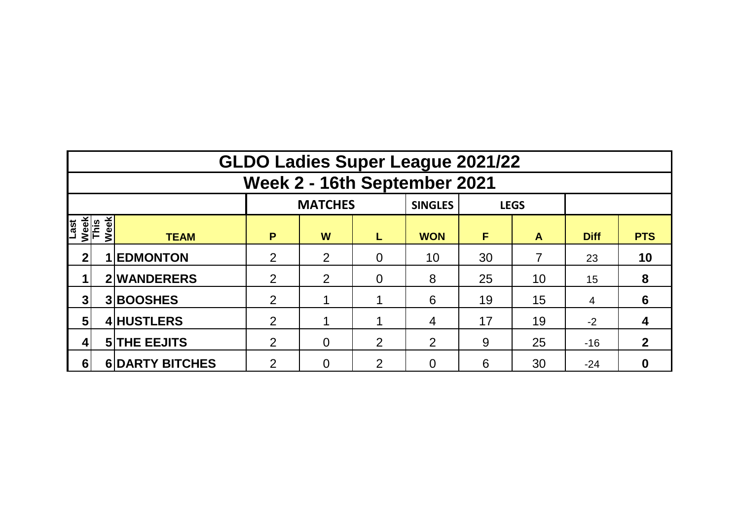# GLDO Ladies Super League 2021/22

## Week 2 - 16th September 2021

| | | | MATCHES | | | SINGLES | LEGS | | | |
|---|---|---|---|---|---|---|---|---|---|---|
| Last Week | This Week | TEAM | P | W | L | WON | F | A | Diff | PTS |
| 2 | 1 | EDMONTON | 2 | 2 | 0 | 10 | 30 | 7 | 23 | 10 |
| 1 | 2 | WANDERERS | 2 | 2 | 0 | 8 | 25 | 10 | 15 | 8 |
| 3 | 3 | BOOSHES | 2 | 1 | 1 | 6 | 19 | 15 | 4 | 6 |
| 5 | 4 | HUSTLERS | 2 | 1 | 1 | 4 | 17 | 19 | -2 | 4 |
| 4 | 5 | THE EEJITS | 2 | 0 | 2 | 2 | 9 | 25 | -16 | 2 |
| 6 | 6 | DARTY BITCHES | 2 | 0 | 2 | 0 | 6 | 30 | -24 | 0 |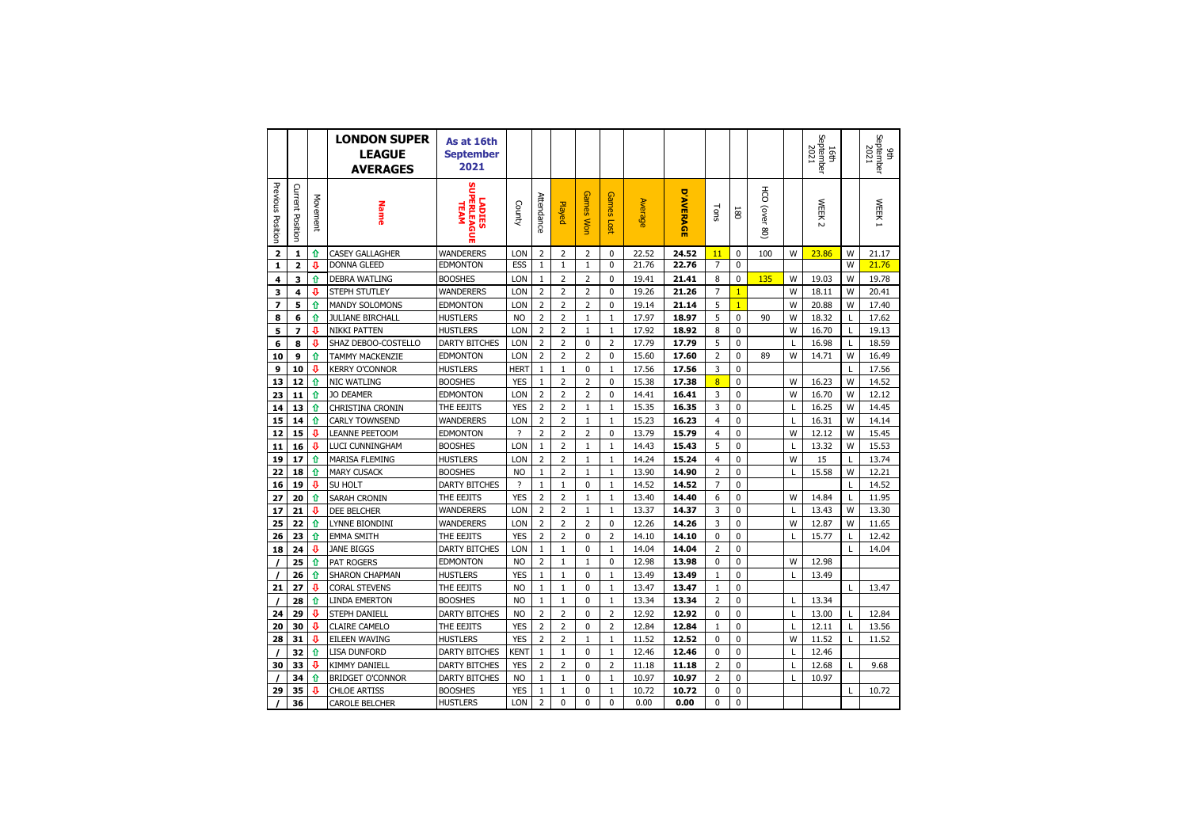| Previous Position | Current Position | Movement | LONDON SUPER LEAGUE AVERAGES<br>Name | As at 16th September 2021<br>LADIES SUPERLEAGUE TEAM | County | Attendance | Played | Games Won | Games Lost | Average | D'AVERAGE | Tons | 180 | HCO (over 80) | | 16th September 2021<br>WEEK 2 | | 9th September 2021<br>WEEK 1 |
|---|---|---|---|---|---|---|---|---|---|---|---|---|---|---|---|---|---|---|
| 2 | 1 | ⇧ | CASEY GALLAGHER | WANDERERS | LON | 2 | 2 | 2 | 0 | 22.52 | 24.52 | 11 | 0 | 100 | W | 23.86 | W | 21.17 |
| 1 | 2 | ⇩ | DONNA GLEED | EDMONTON | ESS | 1 | 1 | 1 | 0 | 21.76 | 22.76 | 7 | 0 | | | | W | 21.76 |
| 4 | 3 | ⇧ | DEBRA WATLING | BOOSHES | LON | 1 | 2 | 2 | 0 | 19.41 | 21.41 | 8 | 0 | 135 | W | 19.03 | W | 19.78 |
| 3 | 4 | ⇩ | STEPH STUTLEY | WANDERERS | LON | 2 | 2 | 2 | 0 | 19.26 | 21.26 | 7 | 1 | | W | 18.11 | W | 20.41 |
| 7 | 5 | ⇧ | MANDY SOLOMONS | EDMONTON | LON | 2 | 2 | 2 | 0 | 19.14 | 21.14 | 5 | 1 | | W | 20.88 | W | 17.40 |
| 8 | 6 | ⇧ | JULIANE BIRCHALL | HUSTLERS | NO | 2 | 2 | 1 | 1 | 17.97 | 18.97 | 5 | 0 | 90 | W | 18.32 | L | 17.62 |
| 5 | 7 | ⇩ | NIKKI PATTEN | HUSTLERS | LON | 2 | 2 | 1 | 1 | 17.92 | 18.92 | 8 | 0 | | W | 16.70 | L | 19.13 |
| 6 | 8 | ⇩ | SHAZ DEBOO-COSTELLO | DARTY BITCHES | LON | 2 | 2 | 0 | 2 | 17.79 | 17.79 | 5 | 0 | | L | 16.98 | L | 18.59 |
| 10 | 9 | ⇧ | TAMMY MACKENZIE | EDMONTON | LON | 2 | 2 | 2 | 0 | 15.60 | 17.60 | 2 | 0 | 89 | W | 14.71 | W | 16.49 |
| 9 | 10 | ⇩ | KERRY O'CONNOR | HUSTLERS | HERT | 1 | 1 | 0 | 1 | 17.56 | 17.56 | 3 | 0 | | | | L | 17.56 |
| 13 | 12 | ⇧ | NIC WATLING | BOOSHES | YES | 1 | 2 | 2 | 0 | 15.38 | 17.38 | 8 | 0 | | W | 16.23 | W | 14.52 |
| 23 | 11 | ⇧ | JO DEAMER | EDMONTON | LON | 2 | 2 | 2 | 0 | 14.41 | 16.41 | 3 | 0 | | W | 16.70 | W | 12.12 |
| 14 | 13 | ⇧ | CHRISTINA CRONIN | THE EEJITS | YES | 2 | 2 | 1 | 1 | 15.35 | 16.35 | 3 | 0 | | L | 16.25 | W | 14.45 |
| 15 | 14 | ⇧ | CARLY TOWNSEND | WANDERERS | LON | 2 | 2 | 1 | 1 | 15.23 | 16.23 | 4 | 0 | | L | 16.31 | W | 14.14 |
| 12 | 15 | ⇩ | LEANNE PEETOOM | EDMONTON | ? | 2 | 2 | 2 | 0 | 13.79 | 15.79 | 4 | 0 | | W | 12.12 | W | 15.45 |
| 11 | 16 | ⇩ | LUCI CUNNINGHAM | BOOSHES | LON | 1 | 2 | 1 | 1 | 14.43 | 15.43 | 5 | 0 | | L | 13.32 | W | 15.53 |
| 19 | 17 | ⇧ | MARISA FLEMING | HUSTLERS | LON | 2 | 2 | 1 | 1 | 14.24 | 15.24 | 4 | 0 | | W | 15 | L | 13.74 |
| 22 | 18 | ⇧ | MARY CUSACK | BOOSHES | NO | 1 | 2 | 1 | 1 | 13.90 | 14.90 | 2 | 0 | | L | 15.58 | W | 12.21 |
| 16 | 19 | ⇩ | SU HOLT | DARTY BITCHES | ? | 1 | 1 | 0 | 1 | 14.52 | 14.52 | 7 | 0 | | | | L | 14.52 |
| 27 | 20 | ⇧ | SARAH CRONIN | THE EEJITS | YES | 2 | 2 | 1 | 1 | 13.40 | 14.40 | 6 | 0 | | W | 14.84 | L | 11.95 |
| 17 | 21 | ⇩ | DEE BELCHER | WANDERERS | LON | 2 | 2 | 1 | 1 | 13.37 | 14.37 | 3 | 0 | | L | 13.43 | W | 13.30 |
| 25 | 22 | ⇧ | LYNNE BIONDINI | WANDERERS | LON | 2 | 2 | 2 | 0 | 12.26 | 14.26 | 3 | 0 | | W | 12.87 | W | 11.65 |
| 26 | 23 | ⇧ | EMMA SMITH | THE EEJITS | YES | 2 | 2 | 0 | 2 | 14.10 | 14.10 | 0 | 0 | | L | 15.77 | L | 12.42 |
| 18 | 24 | ⇩ | JANE BIGGS | DARTY BITCHES | LON | 1 | 1 | 0 | 1 | 14.04 | 14.04 | 2 | 0 | | | | L | 14.04 |
| / | 25 | ⇧ | PAT ROGERS | EDMONTON | NO | 2 | 1 | 1 | 0 | 12.98 | 13.98 | 0 | 0 | | W | 12.98 | | |
| / | 26 | ⇧ | SHARON CHAPMAN | HUSTLERS | YES | 1 | 1 | 0 | 1 | 13.49 | 13.49 | 1 | 0 | | L | 13.49 | | |
| 21 | 27 | ⇩ | CORAL STEVENS | THE EEJITS | NO | 1 | 1 | 0 | 1 | 13.47 | 13.47 | 1 | 0 | | | | L | 13.47 |
| / | 28 | ⇧ | LINDA EMERTON | BOOSHES | NO | 1 | 1 | 0 | 1 | 13.34 | 13.34 | 2 | 0 | | L | 13.34 | | |
| 24 | 29 | ⇩ | STEPH DANIELL | DARTY BITCHES | NO | 2 | 2 | 0 | 2 | 12.92 | 12.92 | 0 | 0 | | L | 13.00 | L | 12.84 |
| 20 | 30 | ⇩ | CLAIRE CAMELO | THE EEJITS | YES | 2 | 2 | 0 | 2 | 12.84 | 12.84 | 1 | 0 | | L | 12.11 | L | 13.56 |
| 28 | 31 | ⇩ | EILEEN WAVING | HUSTLERS | YES | 2 | 2 | 1 | 1 | 11.52 | 12.52 | 0 | 0 | | W | 11.52 | L | 11.52 |
| / | 32 | ⇧ | LISA DUNFORD | DARTY BITCHES | KENT | 1 | 1 | 0 | 1 | 12.46 | 12.46 | 0 | 0 | | L | 12.46 | | |
| 30 | 33 | ⇩ | KIMMY DANIELL | DARTY BITCHES | YES | 2 | 2 | 0 | 2 | 11.18 | 11.18 | 2 | 0 | | L | 12.68 | L | 9.68 |
| / | 34 | ⇧ | BRIDGET O'CONNOR | DARTY BITCHES | NO | 1 | 1 | 0 | 1 | 10.97 | 10.97 | 2 | 0 | | L | 10.97 | | |
| 29 | 35 | ⇩ | CHLOE ARTISS | BOOSHES | YES | 1 | 1 | 0 | 1 | 10.72 | 10.72 | 0 | 0 | | | | L | 10.72 |
| / | 36 | | CAROLE BELCHER | HUSTLERS | LON | 2 | 0 | 0 | 0 | 0.00 | 0.00 | 0 | 0 | | | | | |